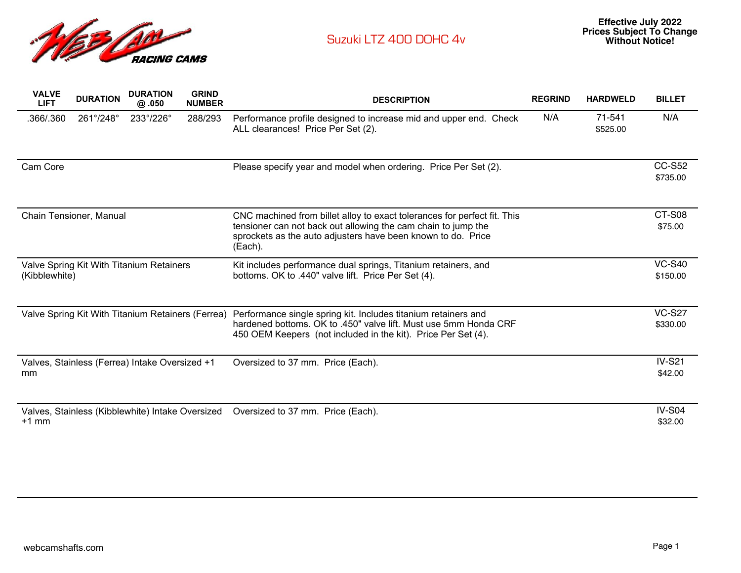# Suzuki LTZ 400 DOHC 4v

**Effective July 2022**
**Prices Subject To Change Without Notice!**

| VALVE LIFT | DURATION | DURATION @ .050 | GRIND NUMBER | DESCRIPTION | REGRIND | HARDWELD | BILLET |
|---|---|---|---|---|---|---|---|
| .366/.360 | 261°/248° | 233°/226° | 288/293 | Performance profile designed to increase mid and upper end. Check ALL clearances! Price Per Set (2). | N/A | 71-541 $525.00 | N/A |
| Cam Core | | | | Please specify year and model when ordering. Price Per Set (2). | | | CC-S52 $735.00 |
| Chain Tensioner, Manual | | | | CNC machined from billet alloy to exact tolerances for perfect fit. This tensioner can not back out allowing the cam chain to jump the sprockets as the auto adjusters have been known to do. Price (Each). | | | CT-S08 $75.00 |
| Valve Spring Kit With Titanium Retainers (Kibblewhite) | | | | Kit includes performance dual springs, Titanium retainers, and bottoms. OK to .440" valve lift. Price Per Set (4). | | | VC-S40 $150.00 |
| Valve Spring Kit With Titanium Retainers (Ferrea) | | | | Performance single spring kit. Includes titanium retainers and hardened bottoms. OK to .450" valve lift. Must use 5mm Honda CRF 450 OEM Keepers (not included in the kit). Price Per Set (4). | | | VC-S27 $330.00 |
| Valves, Stainless (Ferrea) Intake Oversized +1 mm | | | | Oversized to 37 mm. Price (Each). | | | IV-S21 $42.00 |
| Valves, Stainless (Kibblewhite) Intake Oversized +1 mm | | | | Oversized to 37 mm. Price (Each). | | | IV-S04 $32.00 |

webcamshafts.com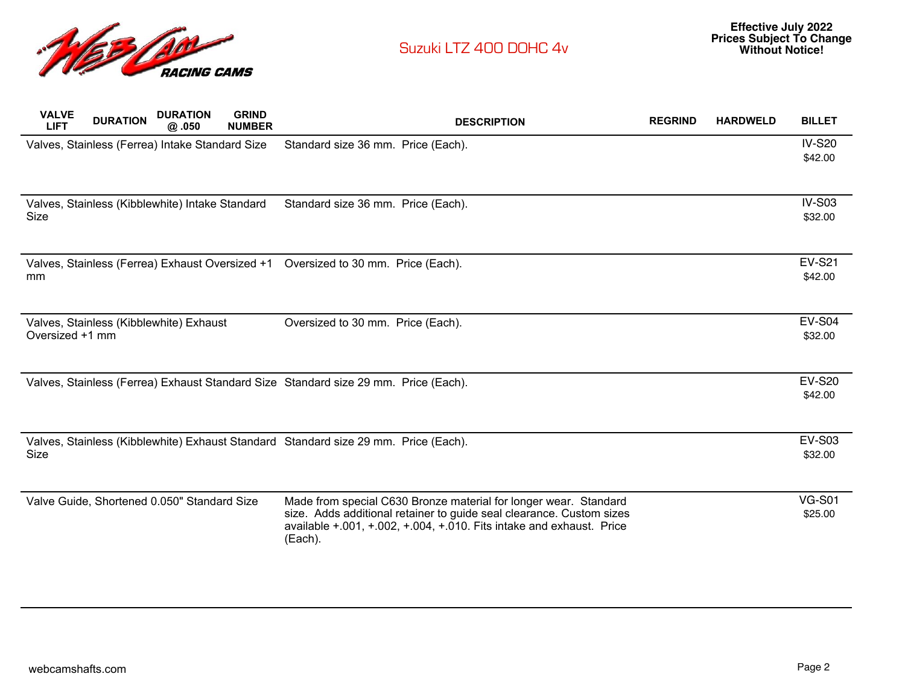# Suzuki LTZ 400 DOHC 4v

**Effective July 2022**
**Prices Subject To Change Without Notice!**

| VALVE LIFT | DURATION | DURATION @ .050 | GRIND NUMBER | DESCRIPTION | REGRIND | HARDWELD | BILLET |
|---|---|---|---|---|---|---|---|
| Valves, Stainless (Ferrea) Intake Standard Size | | | | Standard size 36 mm. Price (Each). | | | IV-S20 $42.00 |
| Valves, Stainless (Kibblewhite) Intake Standard Size | | | | Standard size 36 mm. Price (Each). | | | IV-S03 $32.00 |
| Valves, Stainless (Ferrea) Exhaust Oversized +1 mm | | | | Oversized to 30 mm. Price (Each). | | | EV-S21 $42.00 |
| Valves, Stainless (Kibblewhite) Exhaust Oversized +1 mm | | | | Oversized to 30 mm. Price (Each). | | | EV-S04 $32.00 |
| Valves, Stainless (Ferrea) Exhaust Standard Size | | | | Standard size 29 mm. Price (Each). | | | EV-S20 $42.00 |
| Valves, Stainless (Kibblewhite) Exhaust Standard Size | | | | Standard size 29 mm. Price (Each). | | | EV-S03 $32.00 |
| Valve Guide, Shortened 0.050" Standard Size | | | | Made from special C630 Bronze material for longer wear. Standard size. Adds additional retainer to guide seal clearance. Custom sizes available +.001, +.002, +.004, +.010. Fits intake and exhaust. Price (Each). | | | VG-S01 $25.00 |

webcamshafts.com